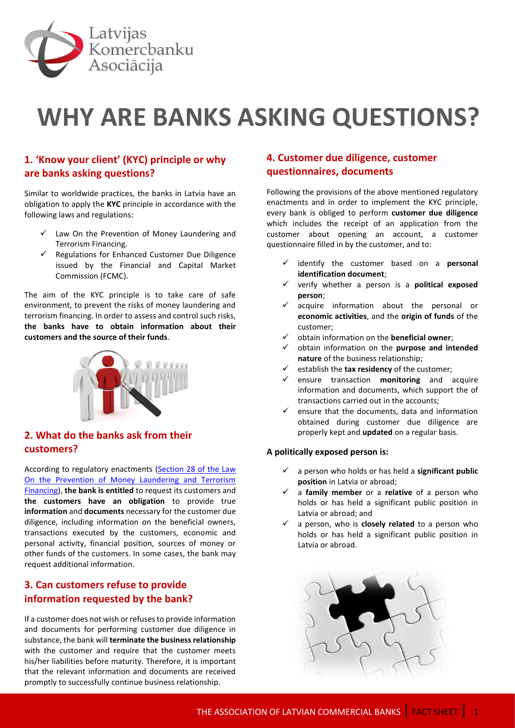# WHY ARE BANKS ASKING QUESTIONS?

## 1. 'Know your client' (KYC) principle or why are banks asking questions?

Similar to worldwide practices, the banks in Latvia have an obligation to apply the **KYC** principle in accordance with the following laws and regulations:

- ✓ Law On the Prevention of Money Laundering and Terrorism Financing.
- ✓ Regulations for Enhanced Customer Due Diligence issued by the Financial and Capital Market Commission (FCMC).

The aim of the KYC principle is to take care of safe environment, to prevent the risks of money laundering and terrorism financing. In order to assess and control such risks, **the banks have to obtain information about their customers and the source of their funds**.

## 2. What do the banks ask from their customers?

According to regulatory enactments (Section 28 of the Law On the Prevention of Money Laundering and Terrorism Financing), **the bank is entitled** to request its customers and **the customers have an obligation** to provide true **information** and **documents** necessary for the customer due diligence, including information on the beneficial owners, transactions executed by the customers, economic and personal activity, financial position, sources of money or other funds of the customers. In some cases, the bank may request additional information.

## 3. Can customers refuse to provide information requested by the bank?

If a customer does not wish or refuses to provide information and documents for performing customer due diligence in substance, the bank will **terminate the business relationship** with the customer and require that the customer meets his/her liabilities before maturity. Therefore, it is important that the relevant information and documents are received promptly to successfully continue business relationship.

## 4. Customer due diligence, customer questionnaires, documents

Following the provisions of the above mentioned regulatory enactments and in order to implement the KYC principle, every bank is obliged to perform **customer due diligence** which includes the receipt of an application from the customer about opening an account, a customer questionnaire filled in by the customer, and to:

- ✓ identify the customer based on a **personal identification document**;
- ✓ verify whether a person is a **political exposed person**;
- ✓ acquire information about the personal or **economic activities**, and the **origin of funds** of the customer;
- ✓ obtain information on the **beneficial owner**;
- ✓ obtain information on the **purpose and intended nature** of the business relationship;
- ✓ establish the **tax residency** of the customer;
- ✓ ensure transaction **monitoring** and acquire information and documents, which support the of transactions carried out in the accounts;
- ✓ ensure that the documents, data and information obtained during customer due diligence are properly kept and **updated** on a regular basis.

**A politically exposed person is:**

- ✓ a person who holds or has held a **significant public position** in Latvia or abroad;
- ✓ a **family member** or a **relative** of a person who holds or has held a significant public position in Latvia or abroad; and
- ✓ a person, who is **closely related** to a person who holds or has held a significant public position in Latvia or abroad.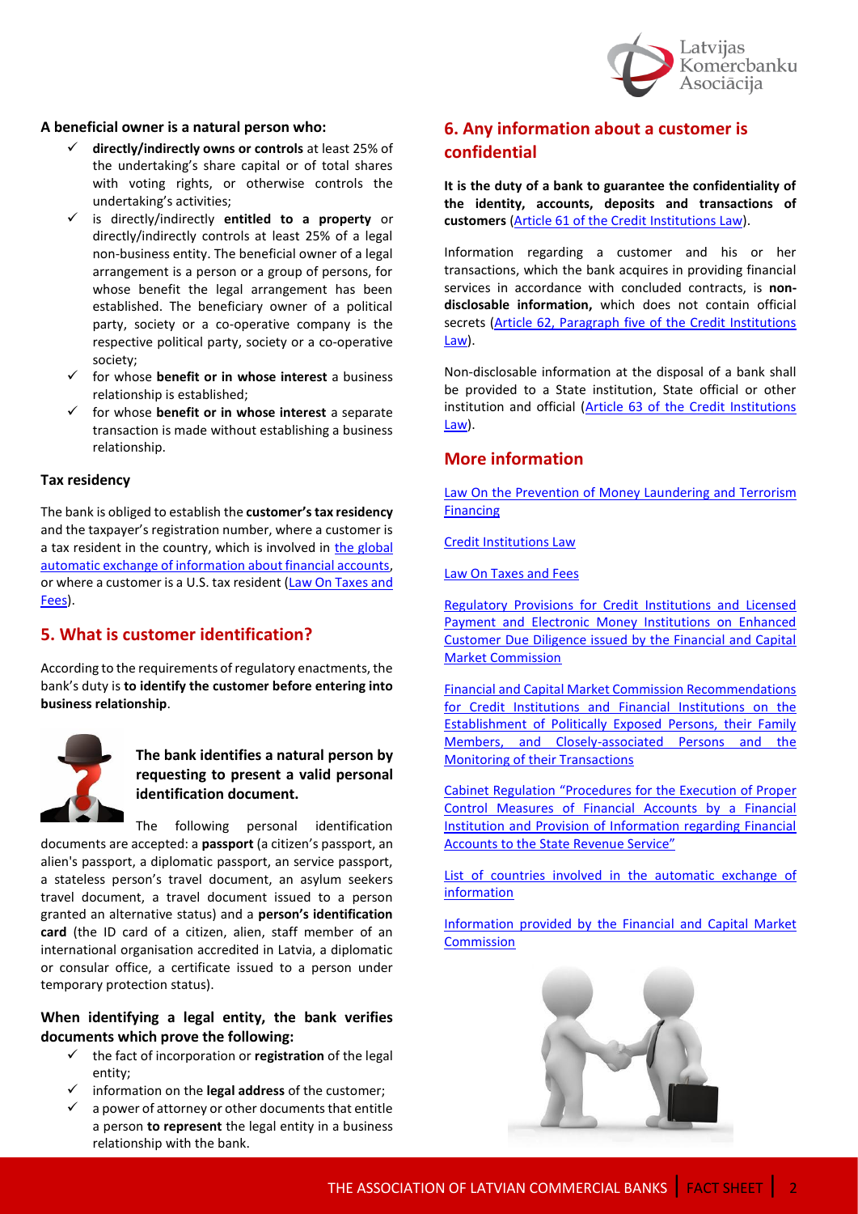**A beneficial owner is a natural person who:**

- **directly/indirectly owns or controls** at least 25% of the undertaking's share capital or of total shares with voting rights, or otherwise controls the undertaking's activities;
- is directly/indirectly **entitled to a property** or directly/indirectly controls at least 25% of a legal non-business entity. The beneficial owner of a legal arrangement is a person or a group of persons, for whose benefit the legal arrangement has been established. The beneficiary owner of a political party, society or a co-operative company is the respective political party, society or a co-operative society;
- for whose **benefit or in whose interest** a business relationship is established;
- for whose **benefit or in whose interest** a separate transaction is made without establishing a business relationship.

**Tax residency**

The bank is obliged to establish the **customer's tax residency** and the taxpayer's registration number, where a customer is a tax resident in the country, which is involved in the global automatic exchange of information about financial accounts, or where a customer is a U.S. tax resident (Law On Taxes and Fees).

## 5. What is customer identification?

According to the requirements of regulatory enactments, the bank's duty is **to identify the customer before entering into business relationship**.

**The bank identifies a natural person by requesting to present a valid personal identification document.**

The following personal identification documents are accepted: a **passport** (a citizen's passport, an alien's passport, a diplomatic passport, an service passport, a stateless person's travel document, an asylum seekers travel document, a travel document issued to a person granted an alternative status) and a **person's identification card** (the ID card of a citizen, alien, staff member of an international organisation accredited in Latvia, a diplomatic or consular office, a certificate issued to a person under temporary protection status).

**When identifying a legal entity, the bank verifies documents which prove the following:**

- the fact of incorporation or **registration** of the legal entity;
- information on the **legal address** of the customer;
- a power of attorney or other documents that entitle a person **to represent** the legal entity in a business relationship with the bank.

## 6. Any information about a customer is confidential

**It is the duty of a bank to guarantee the confidentiality of the identity, accounts, deposits and transactions of customers** (Article 61 of the Credit Institutions Law).

Information regarding a customer and his or her transactions, which the bank acquires in providing financial services in accordance with concluded contracts, is **non-disclosable information,** which does not contain official secrets (Article 62, Paragraph five of the Credit Institutions Law).

Non-disclosable information at the disposal of a bank shall be provided to a State institution, State official or other institution and official (Article 63 of the Credit Institutions Law).

## More information

Law On the Prevention of Money Laundering and Terrorism Financing

Credit Institutions Law

Law On Taxes and Fees

Regulatory Provisions for Credit Institutions and Licensed Payment and Electronic Money Institutions on Enhanced Customer Due Diligence issued by the Financial and Capital Market Commission

Financial and Capital Market Commission Recommendations for Credit Institutions and Financial Institutions on the Establishment of Politically Exposed Persons, their Family Members, and Closely-associated Persons and the Monitoring of their Transactions

Cabinet Regulation "Procedures for the Execution of Proper Control Measures of Financial Accounts by a Financial Institution and Provision of Information regarding Financial Accounts to the State Revenue Service"

List of countries involved in the automatic exchange of information

Information provided by the Financial and Capital Market Commission